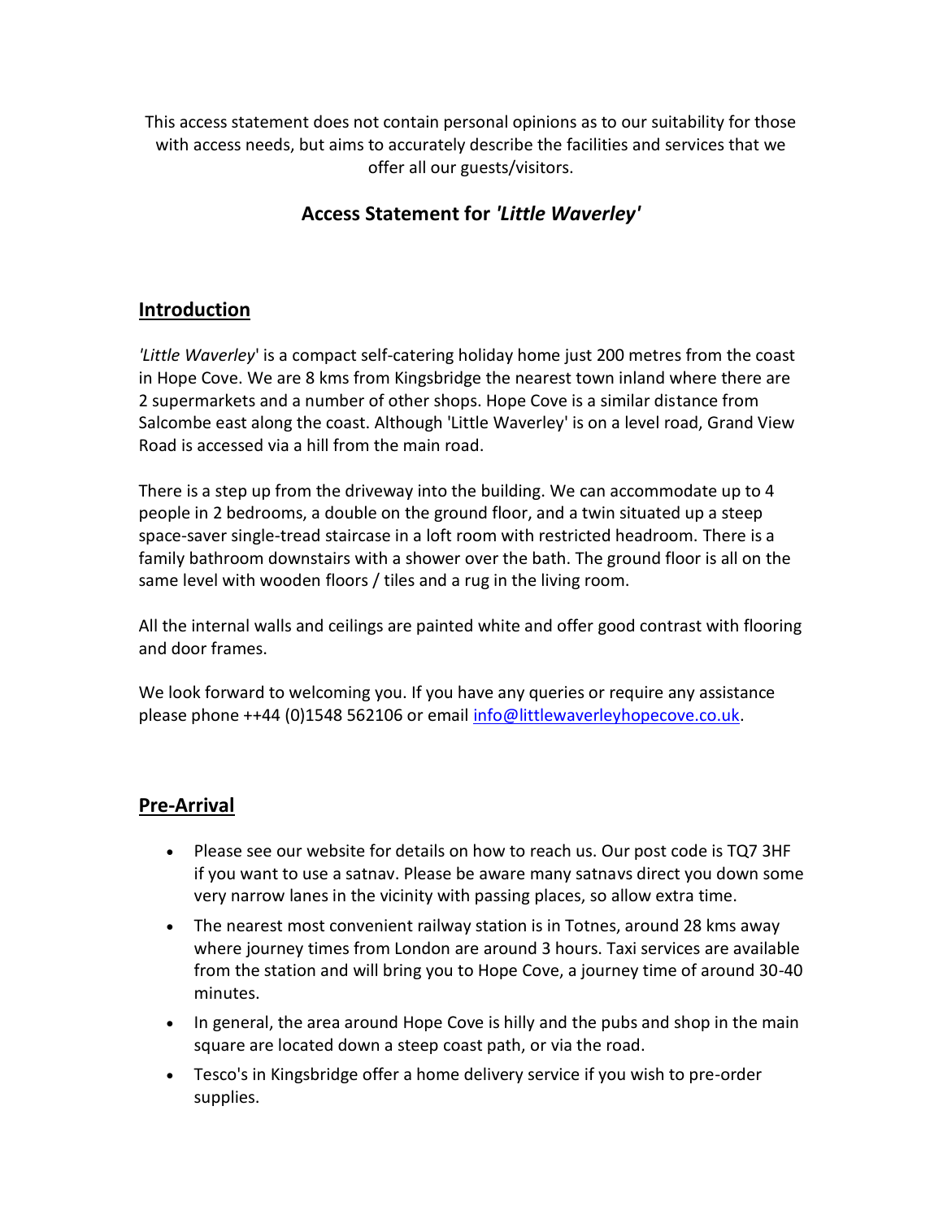This access statement does not contain personal opinions as to our suitability for those with access needs, but aims to accurately describe the facilities and services that we offer all our guests/visitors.

# Access Statement for *'Little Waverley'*

## Introduction

*'Little Waverley*' is a compact self-catering holiday home just 200 metres from the coast in Hope Cove. We are 8 kms from Kingsbridge the nearest town inland where there are 2 supermarkets and a number of other shops. Hope Cove is a similar distance from Salcombe east along the coast. Although 'Little Waverley' is on a level road, Grand View Road is accessed via a hill from the main road.

There is a step up from the driveway into the building. We can accommodate up to 4 people in 2 bedrooms, a double on the ground floor, and a twin situated up a steep space-saver single-tread staircase in a loft room with restricted headroom. There is a family bathroom downstairs with a shower over the bath. The ground floor is all on the same level with wooden floors / tiles and a rug in the living room.

All the internal walls and ceilings are painted white and offer good contrast with flooring and door frames.

We look forward to welcoming you. If you have any queries or require any assistance please phone ++44 (0)1548 562106 or email info@littlewaverleyhopecove.co.uk.

## Pre-Arrival

- Please see our website for details on how to reach us. Our post code is TQ7 3HF if you want to use a satnav. Please be aware many satnavs direct you down some very narrow lanes in the vicinity with passing places, so allow extra time.
- The nearest most convenient railway station is in Totnes, around 28 kms away where journey times from London are around 3 hours. Taxi services are available from the station and will bring you to Hope Cove, a journey time of around 30-40 minutes.
- In general, the area around Hope Cove is hilly and the pubs and shop in the main square are located down a steep coast path, or via the road.
- Tesco's in Kingsbridge offer a home delivery service if you wish to pre-order supplies.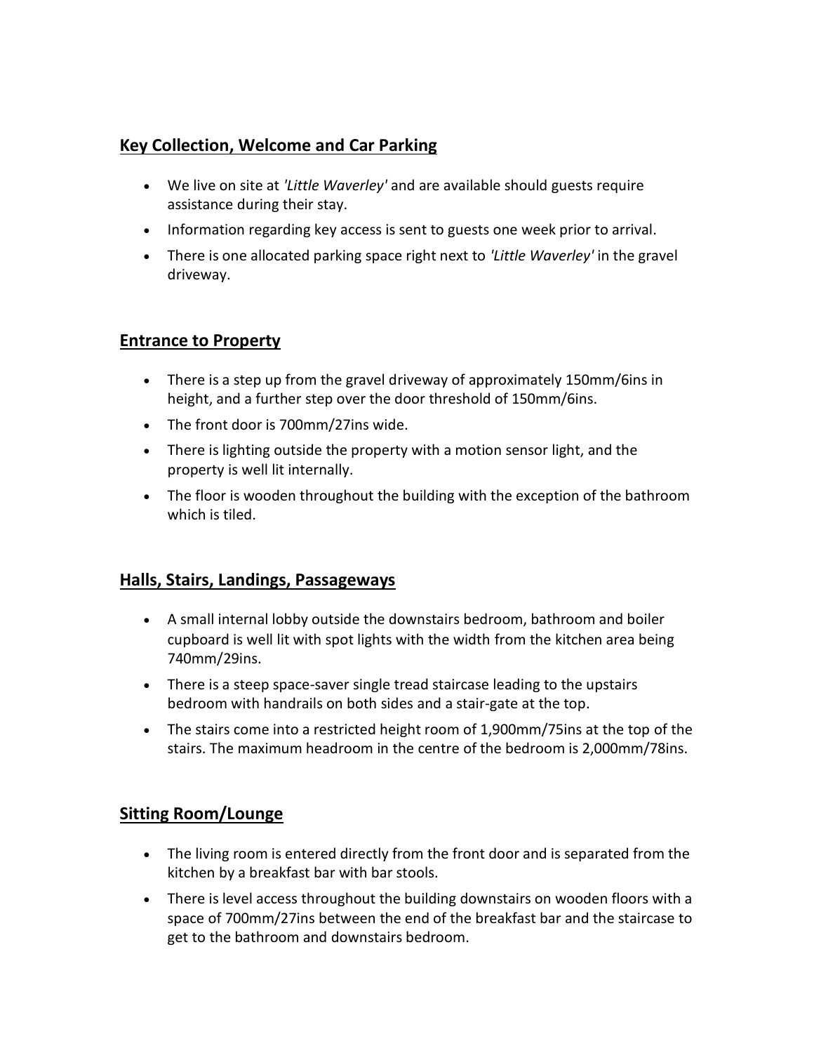## Key Collection, Welcome and Car Parking

- We live on site at *'Little Waverley'* and are available should guests require assistance during their stay.
- Information regarding key access is sent to guests one week prior to arrival.
- There is one allocated parking space right next to *'Little Waverley'* in the gravel driveway.

## Entrance to Property

- There is a step up from the gravel driveway of approximately 150mm/6ins in height, and a further step over the door threshold of 150mm/6ins.
- The front door is 700mm/27ins wide.
- There is lighting outside the property with a motion sensor light, and the property is well lit internally.
- The floor is wooden throughout the building with the exception of the bathroom which is tiled.

## Halls, Stairs, Landings, Passageways

- A small internal lobby outside the downstairs bedroom, bathroom and boiler cupboard is well lit with spot lights with the width from the kitchen area being 740mm/29ins.
- There is a steep space-saver single tread staircase leading to the upstairs bedroom with handrails on both sides and a stair-gate at the top.
- The stairs come into a restricted height room of 1,900mm/75ins at the top of the stairs. The maximum headroom in the centre of the bedroom is 2,000mm/78ins.

## Sitting Room/Lounge

- The living room is entered directly from the front door and is separated from the kitchen by a breakfast bar with bar stools.
- There is level access throughout the building downstairs on wooden floors with a space of 700mm/27ins between the end of the breakfast bar and the staircase to get to the bathroom and downstairs bedroom.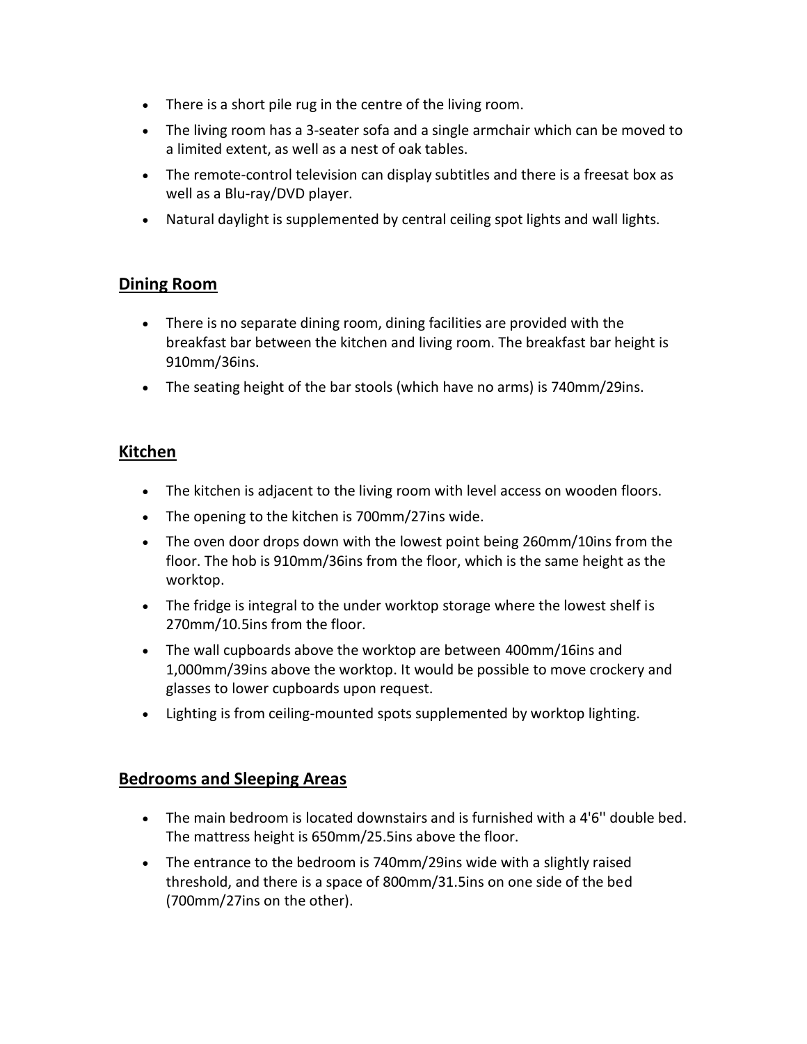- There is a short pile rug in the centre of the living room.
- The living room has a 3-seater sofa and a single armchair which can be moved to a limited extent, as well as a nest of oak tables.
- The remote-control television can display subtitles and there is a freesat box as well as a Blu-ray/DVD player.
- Natural daylight is supplemented by central ceiling spot lights and wall lights.

## Dining Room

- There is no separate dining room, dining facilities are provided with the breakfast bar between the kitchen and living room. The breakfast bar height is 910mm/36ins.
- The seating height of the bar stools (which have no arms) is 740mm/29ins.

## Kitchen

- The kitchen is adjacent to the living room with level access on wooden floors.
- The opening to the kitchen is 700mm/27ins wide.
- The oven door drops down with the lowest point being 260mm/10ins from the floor. The hob is 910mm/36ins from the floor, which is the same height as the worktop.
- The fridge is integral to the under worktop storage where the lowest shelf is 270mm/10.5ins from the floor.
- The wall cupboards above the worktop are between 400mm/16ins and 1,000mm/39ins above the worktop. It would be possible to move crockery and glasses to lower cupboards upon request.
- Lighting is from ceiling-mounted spots supplemented by worktop lighting.

## Bedrooms and Sleeping Areas

- The main bedroom is located downstairs and is furnished with a 4'6'' double bed. The mattress height is 650mm/25.5ins above the floor.
- The entrance to the bedroom is 740mm/29ins wide with a slightly raised threshold, and there is a space of 800mm/31.5ins on one side of the bed (700mm/27ins on the other).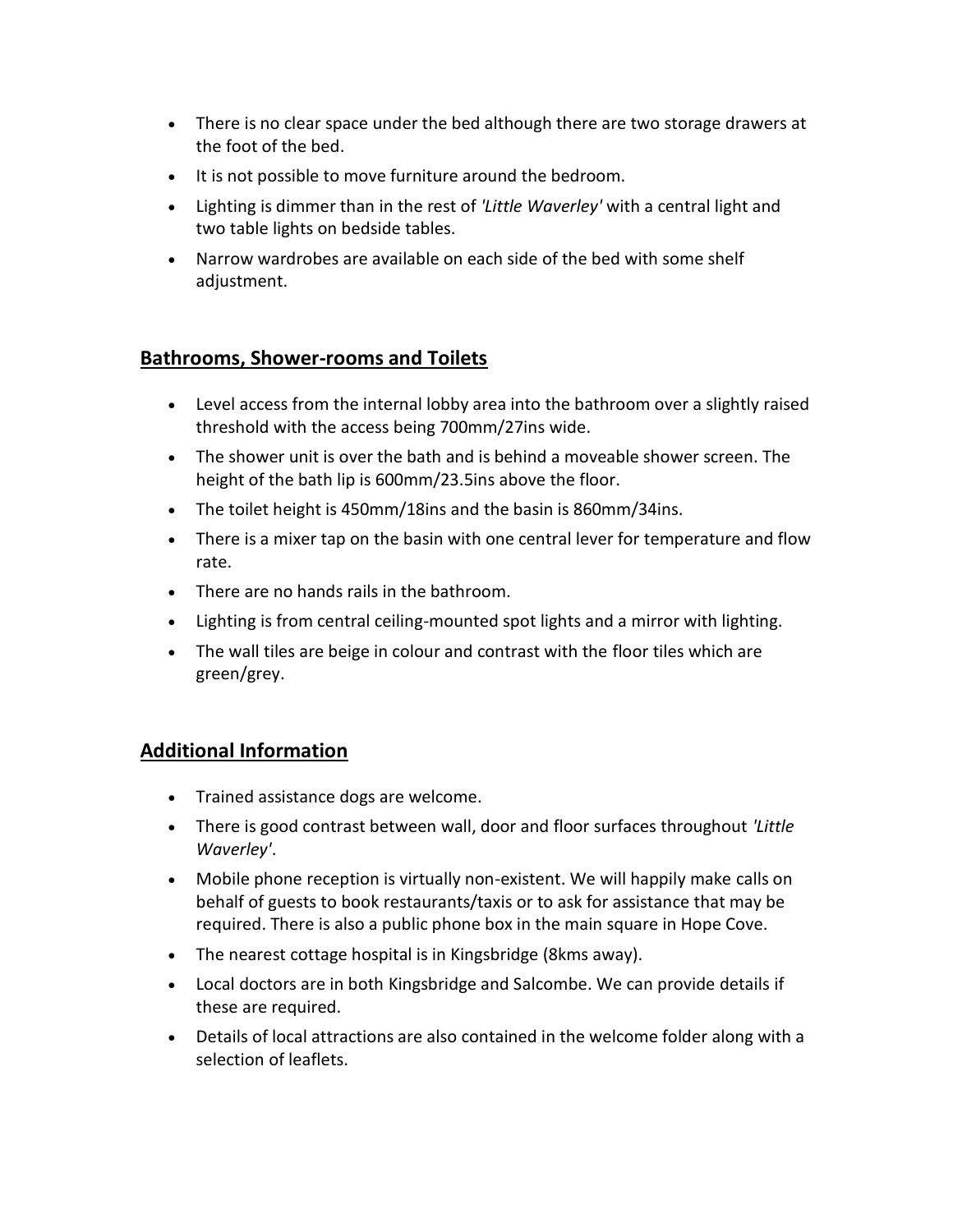- There is no clear space under the bed although there are two storage drawers at the foot of the bed.
- It is not possible to move furniture around the bedroom.
- Lighting is dimmer than in the rest of *'Little Waverley'* with a central light and two table lights on bedside tables.
- Narrow wardrobes are available on each side of the bed with some shelf adjustment.

## Bathrooms, Shower-rooms and Toilets

- Level access from the internal lobby area into the bathroom over a slightly raised threshold with the access being 700mm/27ins wide.
- The shower unit is over the bath and is behind a moveable shower screen. The height of the bath lip is 600mm/23.5ins above the floor.
- The toilet height is 450mm/18ins and the basin is 860mm/34ins.
- There is a mixer tap on the basin with one central lever for temperature and flow rate.
- There are no hands rails in the bathroom.
- Lighting is from central ceiling-mounted spot lights and a mirror with lighting.
- The wall tiles are beige in colour and contrast with the floor tiles which are green/grey.

## Additional Information

- Trained assistance dogs are welcome.
- There is good contrast between wall, door and floor surfaces throughout *'Little Waverley'*.
- Mobile phone reception is virtually non-existent. We will happily make calls on behalf of guests to book restaurants/taxis or to ask for assistance that may be required. There is also a public phone box in the main square in Hope Cove.
- The nearest cottage hospital is in Kingsbridge (8kms away).
- Local doctors are in both Kingsbridge and Salcombe. We can provide details if these are required.
- Details of local attractions are also contained in the welcome folder along with a selection of leaflets.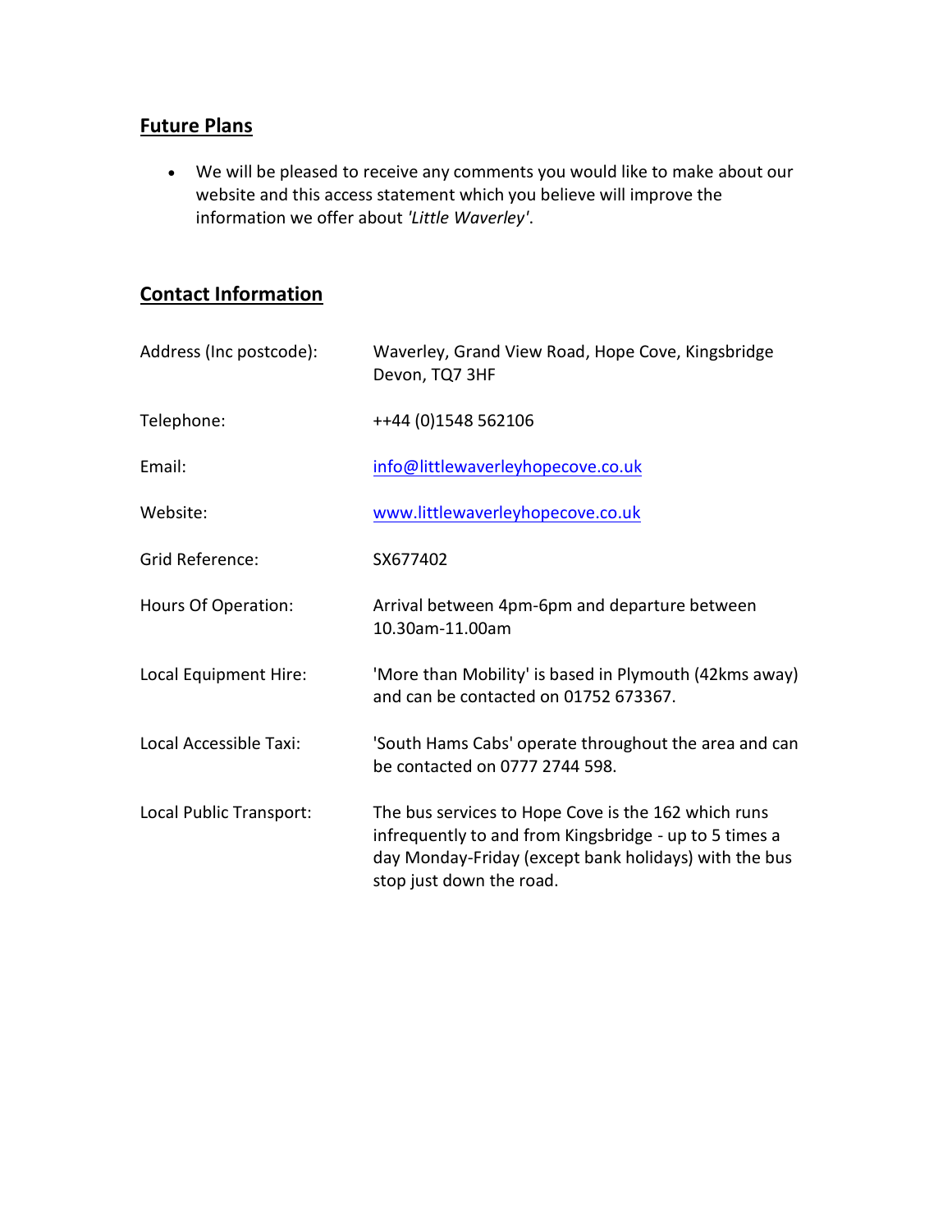## Future Plans

- We will be pleased to receive any comments you would like to make about our website and this access statement which you believe will improve the information we offer about *'Little Waverley'*.

## Contact Information

| | |
|---|---|
| Address (Inc postcode): | Waverley, Grand View Road, Hope Cove, Kingsbridge Devon, TQ7 3HF |
| Telephone: | ++44 (0)1548 562106 |
| Email: | info@littlewaverleyhopecove.co.uk |
| Website: | www.littlewaverleyhopecove.co.uk |
| Grid Reference: | SX677402 |
| Hours Of Operation: | Arrival between 4pm-6pm and departure between 10.30am-11.00am |
| Local Equipment Hire: | 'More than Mobility' is based in Plymouth (42kms away) and can be contacted on 01752 673367. |
| Local Accessible Taxi: | 'South Hams Cabs' operate throughout the area and can be contacted on 0777 2744 598. |
| Local Public Transport: | The bus services to Hope Cove is the 162 which runs infrequently to and from Kingsbridge - up to 5 times a day Monday-Friday (except bank holidays) with the bus stop just down the road. |